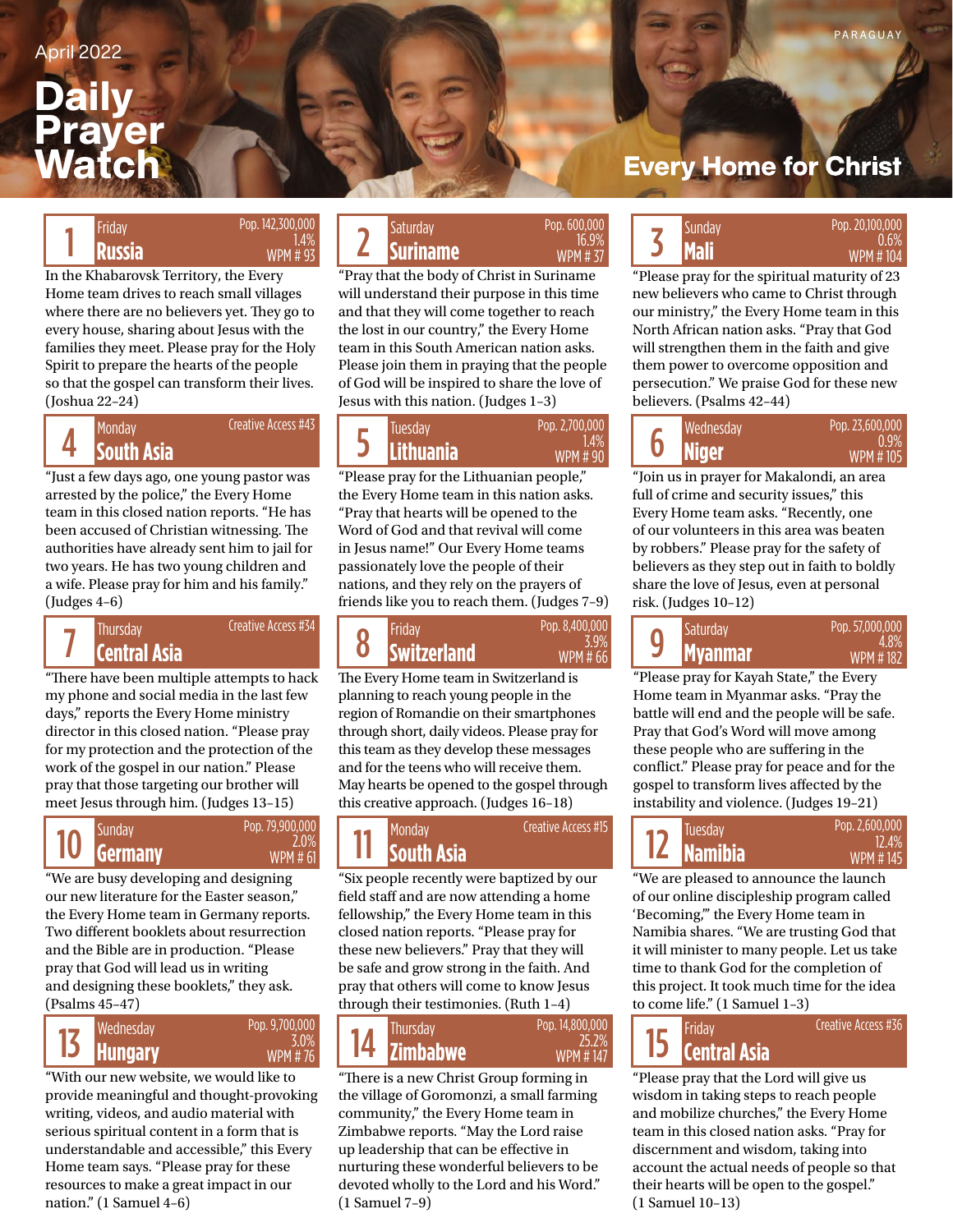April 2022

# Daily Prayer Watch

PARAGUAY

## Every Home for Christ

### 1 Friday — Russia

Pop. 142,300,000
1.4%
WPM # 93

In the Khabarovsk Territory, the Every Home team drives to reach small villages where there are no believers yet. They go to every house, sharing about Jesus with the families they meet. Please pray for the Holy Spirit to prepare the hearts of the people so that the gospel can transform their lives. (Joshua 22–24)

### 2 Saturday — Suriname

Pop. 600,000
16.9%
WPM # 37

"Pray that the body of Christ in Suriname will understand their purpose in this time and that they will come together to reach the lost in our country," the Every Home team in this South American nation asks. Please join them in praying that the people of God will be inspired to share the love of Jesus with this nation. (Judges 1–3)

### 3 Sunday — Mali

Pop. 20,100,000
0.6%
WPM # 104

"Please pray for the spiritual maturity of 23 new believers who came to Christ through our ministry," the Every Home team in this North African nation asks. "Pray that God will strengthen them in the faith and give them power to overcome opposition and persecution." We praise God for these new believers. (Psalms 42–44)

### 4 Monday — South Asia

Creative Access #43

"Just a few days ago, one young pastor was arrested by the police," the Every Home team in this closed nation reports. "He has been accused of Christian witnessing. The authorities have already sent him to jail for two years. He has two young children and a wife. Please pray for him and his family." (Judges 4–6)

### 5 Tuesday — Lithuania

Pop. 2,700,000
1.4%
WPM # 90

"Please pray for the Lithuanian people," the Every Home team in this nation asks. "Pray that hearts will be opened to the Word of God and that revival will come in Jesus name!" Our Every Home teams passionately love the people of their nations, and they rely on the prayers of friends like you to reach them. (Judges 7–9)

### 6 Wednesday — Niger

Pop. 23,600,000
0.9%
WPM # 105

"Join us in prayer for Makalondi, an area full of crime and security issues," this Every Home team asks. "Recently, one of our volunteers in this area was beaten by robbers." Please pray for the safety of believers as they step out in faith to boldly share the love of Jesus, even at personal risk. (Judges 10–12)

### 7 Thursday — Central Asia

Creative Access #34

"There have been multiple attempts to hack my phone and social media in the last few days," reports the Every Home ministry director in this closed nation. "Please pray for my protection and the protection of the work of the gospel in our nation." Please pray that those targeting our brother will meet Jesus through him. (Judges 13–15)

### 8 Friday — Switzerland

Pop. 8,400,000
3.9%
WPM # 66

The Every Home team in Switzerland is planning to reach young people in the region of Romandie on their smartphones through short, daily videos. Please pray for this team as they develop these messages and for the teens who will receive them. May hearts be opened to the gospel through this creative approach. (Judges 16–18)

### 9 Saturday — Myanmar

Pop. 57,000,000
4.8%
WPM # 182

"Please pray for Kayah State," the Every Home team in Myanmar asks. "Pray the battle will end and the people will be safe. Pray that God's Word will move among these people who are suffering in the conflict." Please pray for peace and for the gospel to transform lives affected by the instability and violence. (Judges 19–21)

### 10 Sunday — Germany

Pop. 79,900,000
2.0%
WPM # 61

"We are busy developing and designing our new literature for the Easter season," the Every Home team in Germany reports. Two different booklets about resurrection and the Bible are in production. "Please pray that God will lead us in writing and designing these booklets," they ask. (Psalms 45–47)

### 11 Monday — South Asia

Creative Access #15

"Six people recently were baptized by our field staff and are now attending a home fellowship," the Every Home team in this closed nation reports. "Please pray for these new believers." Pray that they will be safe and grow strong in the faith. And pray that others will come to know Jesus through their testimonies. (Ruth 1–4)

### 12 Tuesday — Namibia

Pop. 2,600,000
12.4%
WPM # 145

"We are pleased to announce the launch of our online discipleship program called 'Becoming,'" the Every Home team in Namibia shares. "We are trusting God that it will minister to many people. Let us take time to thank God for the completion of this project. It took much time for the idea to come life." (1 Samuel 1–3)

### 13 Wednesday — Hungary

Pop. 9,700,000
3.0%
WPM # 76

"With our new website, we would like to provide meaningful and thought-provoking writing, videos, and audio material with serious spiritual content in a form that is understandable and accessible," this Every Home team says. "Please pray for these resources to make a great impact in our nation." (1 Samuel 4–6)

### 14 Thursday — Zimbabwe

Pop. 14,800,000
25.2%
WPM # 147

"There is a new Christ Group forming in the village of Goromonzi, a small farming community," the Every Home team in Zimbabwe reports. "May the Lord raise up leadership that can be effective in nurturing these wonderful believers to be devoted wholly to the Lord and his Word." (1 Samuel 7–9)

### 15 Friday — Central Asia

Creative Access #36

"Please pray that the Lord will give us wisdom in taking steps to reach people and mobilize churches," the Every Home team in this closed nation asks. "Pray for discernment and wisdom, taking into account the actual needs of people so that their hearts will be open to the gospel." (1 Samuel 10–13)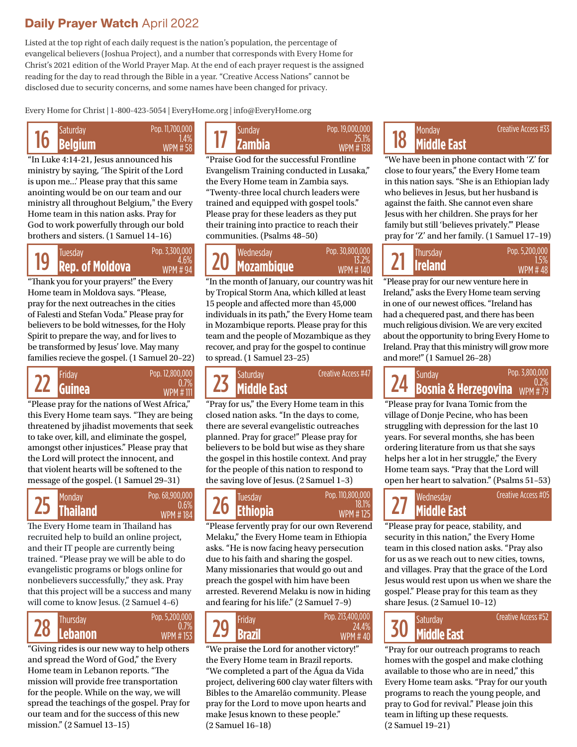# Daily Prayer Watch April 2022

Listed at the top right of each daily request is the nation's population, the percentage of evangelical believers (Joshua Project), and a number that corresponds with Every Home for Christ's 2021 edition of the World Prayer Map. At the end of each prayer request is the assigned reading for the day to read through the Bible in a year. "Creative Access Nations" cannot be disclosed due to security concerns, and some names have been changed for privacy.

Every Home for Christ | 1-800-423-5054 | EveryHome.org | info@EveryHome.org

## 16 Saturday — Belgium

Pop. 11,700,000
1.4%
WPM # 58

"In Luke 4:14-21, Jesus announced his ministry by saying, 'The Spirit of the Lord is upon me...' Please pray that this same anointing would be on our team and our ministry all throughout Belgium," the Every Home team in this nation asks. Pray for God to work powerfully through our bold brothers and sisters. (1 Samuel 14–16)

## 17 Sunday — Zambia

Pop. 19,000,000
25.1%
WPM # 138

"Praise God for the successful Frontline Evangelism Training conducted in Lusaka," the Every Home team in Zambia says. "Twenty-three local church leaders were trained and equipped with gospel tools." Please pray for these leaders as they put their training into practice to reach their communities. (Psalms 48–50)

## 18 Monday — Middle East

Creative Access #33

"We have been in phone contact with 'Z' for close to four years," the Every Home team in this nation says. "She is an Ethiopian lady who believes in Jesus, but her husband is against the faith. She cannot even share Jesus with her children. She prays for her family but still 'believes privately.'" Please pray for 'Z' and her family. (1 Samuel 17–19)

## 19 Tuesday — Rep. of Moldova

Pop. 3,300,000
4.6%
WPM # 94

"Thank you for your prayers!" the Every Home team in Moldova says. "Please, pray for the next outreaches in the cities of Falesti and Stefan Voda." Please pray for believers to be bold witnesses, for the Holy Spirit to prepare the way, and for lives to be transformed by Jesus' love. May many families recieve the gospel. (1 Samuel 20–22)

## 20 Wednesday — Mozambique

Pop. 30,800,000
13.2%
WPM # 140

"In the month of January, our country was hit by Tropical Storm Ana, which killed at least 15 people and affected more than 45,000 individuals in its path," the Every Home team in Mozambique reports. Please pray for this team and the people of Mozambique as they recover, and pray for the gospel to continue to spread. (1 Samuel 23–25)

## 21 Thursday — Ireland

Pop. 5,200,000
1.5%
WPM # 48

"Please pray for our new venture here in Ireland," asks the Every Home team serving in one of our newest offices. "Ireland has had a chequered past, and there has been much religious division. We are very excited about the opportunity to bring Every Home to Ireland. Pray that this ministry will grow more and more!" (1 Samuel 26–28)

## 22 Friday — Guinea

Pop. 12,800,000
0.7%
WPM # 111

"Please pray for the nations of West Africa," this Every Home team says. "They are being threatened by jihadist movements that seek to take over, kill, and eliminate the gospel, amongst other injustices." Please pray that the Lord will protect the innocent, and that violent hearts will be softened to the message of the gospel. (1 Samuel 29–31)

## 23 Saturday — Middle East

Creative Access #47

"Pray for us," the Every Home team in this closed nation asks. "In the days to come, there are several evangelistic outreaches planned. Pray for grace!" Please pray for believers to be bold but wise as they share the gospel in this hostile context. And pray for the people of this nation to respond to the saving love of Jesus. (2 Samuel 1–3)

## 24 Sunday — Bosnia & Herzegovina

Pop. 3,800,000
0.2%
WPM # 79

"Please pray for Ivana Tomic from the village of Donje Pecine, who has been struggling with depression for the last 10 years. For several months, she has been ordering literature from us that she says helps her a lot in her struggle," the Every Home team says. "Pray that the Lord will open her heart to salvation." (Psalms 51–53)

## 25 Monday — Thailand

Pop. 68,900,000
0.6%
WPM # 184

The Every Home team in Thailand has recruited help to build an online project, and their IT people are currently being trained. "Please pray we will be able to do evangelistic programs or blogs online for nonbelievers successfully," they ask. Pray that this project will be a success and many will come to know Jesus. (2 Samuel 4–6)

## 26 Tuesday — Ethiopia

Pop. 110,800,000
18.1%
WPM # 125

"Please fervently pray for our own Reverend Melaku," the Every Home team in Ethiopia asks. "He is now facing heavy persecution due to his faith and sharing the gospel. Many missionaries that would go out and preach the gospel with him have been arrested. Reverend Melaku is now in hiding and fearing for his life." (2 Samuel 7–9)

## 27 Wednesday — Middle East

Creative Access #05

"Please pray for peace, stability, and security in this nation," the Every Home team in this closed nation asks. "Pray also for us as we reach out to new cities, towns, and villages. Pray that the grace of the Lord Jesus would rest upon us when we share the gospel." Please pray for this team as they share Jesus. (2 Samuel 10–12)

## 28 Thursday — Lebanon

Pop. 5,200,000
0.7%
WPM # 153

"Giving rides is our new way to help others and spread the Word of God," the Every Home team in Lebanon reports. "The mission will provide free transportation for the people. While on the way, we will spread the teachings of the gospel. Pray for our team and for the success of this new mission." (2 Samuel 13–15)

## 29 Friday — Brazil

Pop. 213,400,000
24.4%
WPM # 40

"We praise the Lord for another victory!" the Every Home team in Brazil reports. "We completed a part of the Água da Vida project, delivering 600 clay water filters with Bibles to the Amarelão community. Please pray for the Lord to move upon hearts and make Jesus known to these people." (2 Samuel 16–18)

## 30 Saturday — Middle East

Creative Access #52

"Pray for our outreach programs to reach homes with the gospel and make clothing available to those who are in need," this Every Home team asks. "Pray for our youth programs to reach the young people, and pray to God for revival." Please join this team in lifting up these requests. (2 Samuel 19–21)